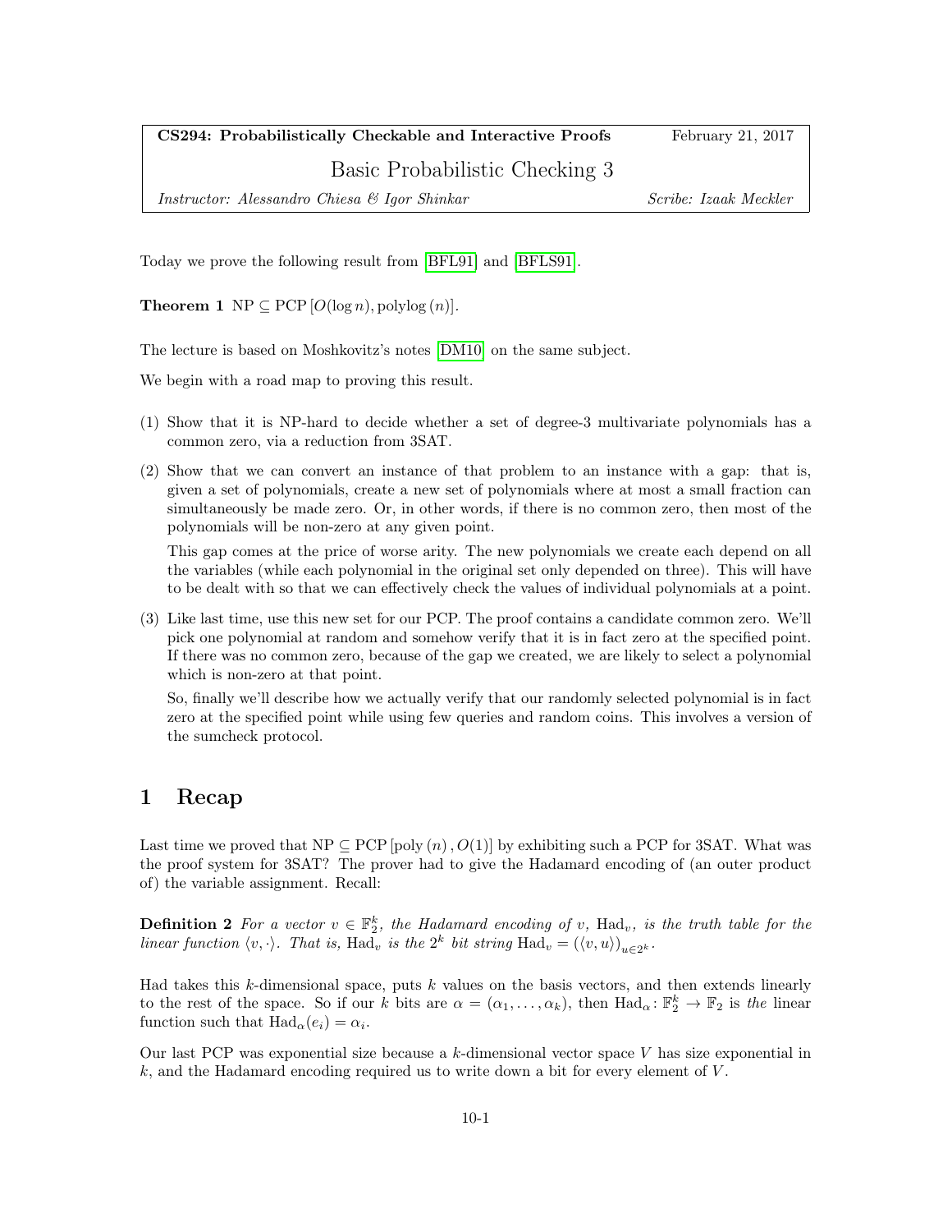**CS294: Probabilistically Checkable and Interactive Proofs** February 21, 2017

# Basic Probabilistic Checking 3

*Instructor: Alessandro Chiesa & Igor Shinkar* *Scribe: Izaak Meckler*

Today we prove the following result from [BFL91] and [BFLS91].

**Theorem 1** $\mathrm{NP} \subseteq \mathrm{PCP}\left[O(\log n), \mathrm{polylog}\,(n)\right]$.

The lecture is based on Moshkovitz's notes [DM10] on the same subject.

We begin with a road map to proving this result.

(1) Show that it is NP-hard to decide whether a set of degree-3 multivariate polynomials has a common zero, via a reduction from 3SAT.

(2) Show that we can convert an instance of that problem to an instance with a gap: that is, given a set of polynomials, create a new set of polynomials where at most a small fraction can simultaneously be made zero. Or, in other words, if there is no common zero, then most of the polynomials will be non-zero at any given point.

   This gap comes at the price of worse arity. The new polynomials we create each depend on all the variables (while each polynomial in the original set only depended on three). This will have to be dealt with so that we can effectively check the values of individual polynomials at a point.

(3) Like last time, use this new set for our PCP. The proof contains a candidate common zero. We'll pick one polynomial at random and somehow verify that it is in fact zero at the specified point. If there was no common zero, because of the gap we created, we are likely to select a polynomial which is non-zero at that point.

   So, finally we'll describe how we actually verify that our randomly selected polynomial is in fact zero at the specified point while using few queries and random coins. This involves a version of the sumcheck protocol.

## 1 Recap

Last time we proved that $\mathrm{NP} \subseteq \mathrm{PCP}\left[\mathrm{poly}\,(n), O(1)\right]$ by exhibiting such a PCP for 3SAT. What was the proof system for 3SAT? The prover had to give the Hadamard encoding of (an outer product of) the variable assignment. Recall:

**Definition 2** *For a vector $v \in \mathbb{F}_2^k$, the Hadamard encoding of $v$, $\mathrm{Had}_v$, is the truth table for the linear function $\langle v, \cdot \rangle$. That is, $\mathrm{Had}_v$ is the $2^k$ bit string $\mathrm{Had}_v = \left(\langle v, u \rangle\right)_{u \in 2^k}$.*

Had takes this $k$-dimensional space, puts $k$ values on the basis vectors, and then extends linearly to the rest of the space. So if our $k$ bits are $\alpha = (\alpha_1, \ldots, \alpha_k)$, then $\mathrm{Had}_\alpha \colon \mathbb{F}_2^k \to \mathbb{F}_2$ is *the* linear function such that $\mathrm{Had}_\alpha(e_i) = \alpha_i$.

Our last PCP was exponential size because a $k$-dimensional vector space $V$ has size exponential in $k$, and the Hadamard encoding required us to write down a bit for every element of $V$.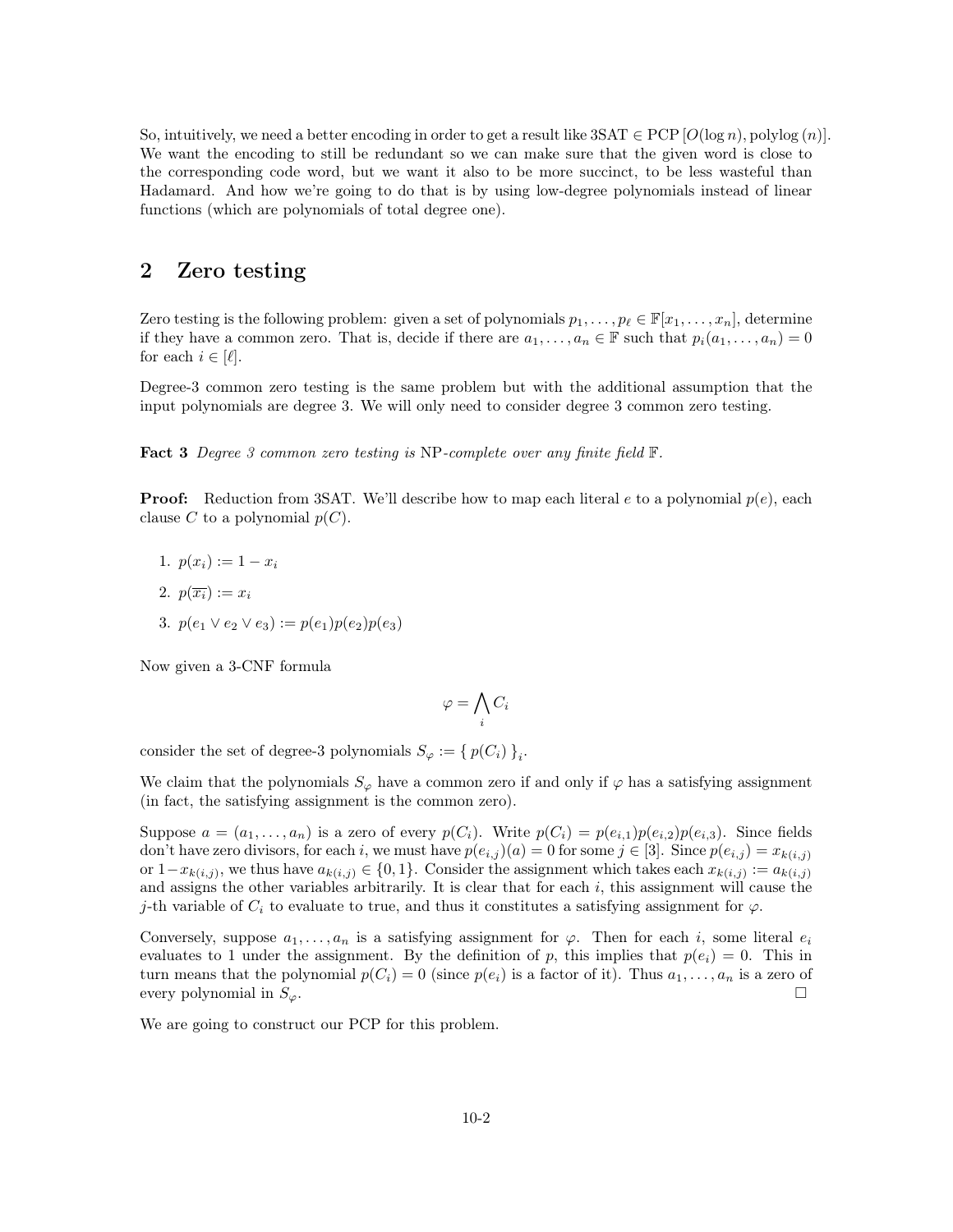So, intuitively, we need a better encoding in order to get a result like $3\text{SAT} \in \text{PCP}[O(\log n), \text{polylog}(n)]$. We want the encoding to still be redundant so we can make sure that the given word is close to the corresponding code word, but we want it also to be more succinct, to be less wasteful than Hadamard. And how we're going to do that is by using low-degree polynomials instead of linear functions (which are polynomials of total degree one).

## 2 Zero testing

Zero testing is the following problem: given a set of polynomials $p_1, \ldots, p_\ell \in \mathbb{F}[x_1, \ldots, x_n]$, determine if they have a common zero. That is, decide if there are $a_1, \ldots, a_n \in \mathbb{F}$ such that $p_i(a_1, \ldots, a_n) = 0$ for each $i \in [\ell]$.

Degree-3 common zero testing is the same problem but with the additional assumption that the input polynomials are degree 3. We will only need to consider degree 3 common zero testing.

**Fact 3** *Degree 3 common zero testing is* NP*-complete over any finite field* $\mathbb{F}$.

**Proof:** Reduction from 3SAT. We'll describe how to map each literal $e$ to a polynomial $p(e)$, each clause $C$ to a polynomial $p(C)$.

1. $p(x_i) := 1 - x_i$
2. $p(\overline{x_i}) := x_i$
3. $p(e_1 \vee e_2 \vee e_3) := p(e_1)p(e_2)p(e_3)$

Now given a 3-CNF formula

$$\varphi = \bigwedge_i C_i$$

consider the set of degree-3 polynomials $S_\varphi := \{ p(C_i) \}_i$.

We claim that the polynomials $S_\varphi$ have a common zero if and only if $\varphi$ has a satisfying assignment (in fact, the satisfying assignment is the common zero).

Suppose $a = (a_1, \ldots, a_n)$ is a zero of every $p(C_i)$. Write $p(C_i) = p(e_{i,1})p(e_{i,2})p(e_{i,3})$. Since fields don't have zero divisors, for each $i$, we must have $p(e_{i,j})(a) = 0$ for some $j \in [3]$. Since $p(e_{i,j}) = x_{k(i,j)}$ or $1 - x_{k(i,j)}$, we thus have $a_{k(i,j)} \in \{0, 1\}$. Consider the assignment which takes each $x_{k(i,j)} := a_{k(i,j)}$ and assigns the other variables arbitrarily. It is clear that for each $i$, this assignment will cause the $j$-th variable of $C_i$ to evaluate to true, and thus it constitutes a satisfying assignment for $\varphi$.

Conversely, suppose $a_1, \ldots, a_n$ is a satisfying assignment for $\varphi$. Then for each $i$, some literal $e_i$ evaluates to 1 under the assignment. By the definition of $p$, this implies that $p(e_i) = 0$. This in turn means that the polynomial $p(C_i) = 0$ (since $p(e_i)$ is a factor of it). Thus $a_1, \ldots, a_n$ is a zero of every polynomial in $S_\varphi$. $\square$

We are going to construct our PCP for this problem.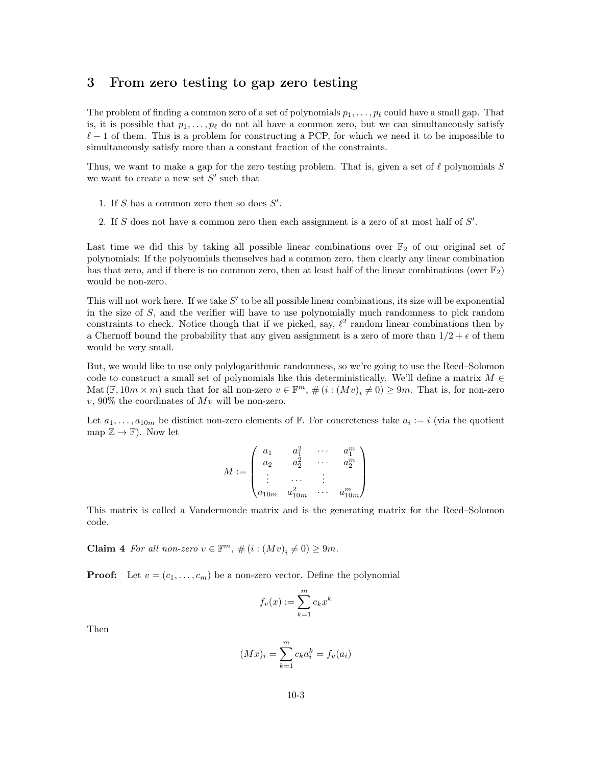# 3 From zero testing to gap zero testing

The problem of finding a common zero of a set of polynomials $p_1, \ldots, p_\ell$ could have a small gap. That is, it is possible that $p_1, \ldots, p_\ell$ do not all have a common zero, but we can simultaneously satisfy $\ell - 1$ of them. This is a problem for constructing a PCP, for which we need it to be impossible to simultaneously satisfy more than a constant fraction of the constraints.

Thus, we want to make a gap for the zero testing problem. That is, given a set of $\ell$ polynomials $S$ we want to create a new set $S'$ such that

1. If $S$ has a common zero then so does $S'$.
2. If $S$ does not have a common zero then each assignment is a zero of at most half of $S'$.

Last time we did this by taking all possible linear combinations over $\mathbb{F}_2$ of our original set of polynomials: If the polynomials themselves had a common zero, then clearly any linear combination has that zero, and if there is no common zero, then at least half of the linear combinations (over $\mathbb{F}_2$) would be non-zero.

This will not work here. If we take $S'$ to be all possible linear combinations, its size will be exponential in the size of $S$, and the verifier will have to use polynomially much randomness to pick random constraints to check. Notice though that if we picked, say, $\ell^2$ random linear combinations then by a Chernoff bound the probability that any given assignment is a zero of more than $1/2 + \epsilon$ of them would be very small.

But, we would like to use only polylogarithmic randomness, so we're going to use the Reed–Solomon code to construct a small set of polynomials like this deterministically. We'll define a matrix $M \in \text{Mat}(\mathbb{F}, 10m \times m)$ such that for all non-zero $v \in \mathbb{F}^m$, $\#\left(i : (Mv)_i \neq 0\right) \geq 9m$. That is, for non-zero $v$, 90% the coordinates of $Mv$ will be non-zero.

Let $a_1, \ldots, a_{10m}$ be distinct non-zero elements of $\mathbb{F}$. For concreteness take $a_i := i$ (via the quotient map $\mathbb{Z} \to \mathbb{F}$). Now let

$$M := \begin{pmatrix} a_1 & a_1^2 & \cdots & a_1^m \\ a_2 & a_2^2 & \cdots & a_2^m \\ \vdots & \cdots & \vdots & \\ a_{10m} & a_{10m}^2 & \cdots & a_{10m}^m \end{pmatrix}$$

This matrix is called a Vandermonde matrix and is the generating matrix for the Reed–Solomon code.

**Claim 4** *For all non-zero $v \in \mathbb{F}^m$, $\#\left(i : (Mv)_i \neq 0\right) \geq 9m$.*

**Proof:** Let $v = (c_1, \ldots, c_m)$ be a non-zero vector. Define the polynomial

$$f_v(x) := \sum_{k=1}^{m} c_k x^k$$

Then

$$(Mx)_i = \sum_{k=1}^{m} c_k a_i^k = f_v(a_i)$$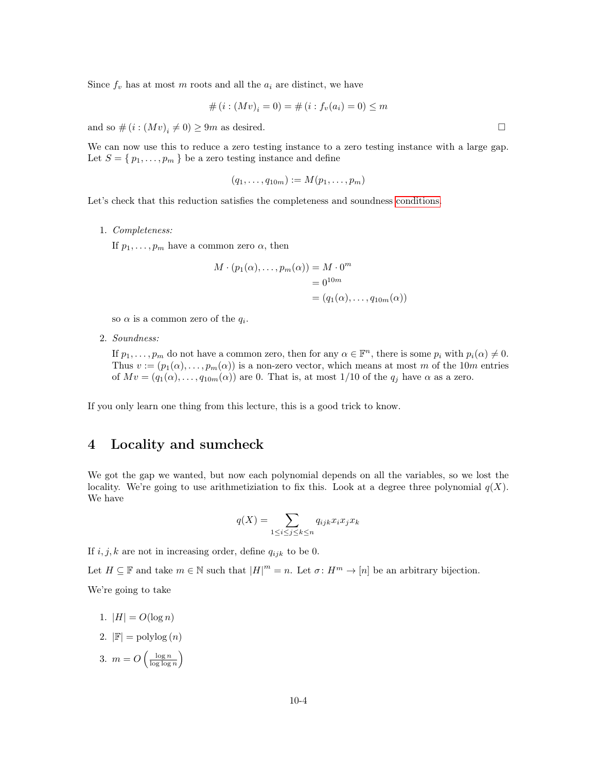Since $f_v$ has at most $m$ roots and all the $a_i$ are distinct, we have

$$\#\left(i : (Mv)_i = 0\right) = \#\left(i : f_v(a_i) = 0\right) \leq m$$

and so $\#\left(i : (Mv)_i \neq 0\right) \geq 9m$ as desired. $\square$

We can now use this to reduce a zero testing instance to a zero testing instance with a large gap. Let $S = \{ p_1, \ldots, p_m \}$ be a zero testing instance and define

$$(q_1, \ldots, q_{10m}) := M(p_1, \ldots, p_m)$$

Let's check that this reduction satisfies the completeness and soundness conditions.

1. *Completeness:*

   If $p_1, \ldots, p_m$ have a common zero $\alpha$, then

$$\begin{aligned} M \cdot (p_1(\alpha), \ldots, p_m(\alpha)) &= M \cdot 0^m \\ &= 0^{10m} \\ &= (q_1(\alpha), \ldots, q_{10m}(\alpha)) \end{aligned}$$

   so $\alpha$ is a common zero of the $q_i$.

2. *Soundness:*

   If $p_1, \ldots, p_m$ do not have a common zero, then for any $\alpha \in \mathbb{F}^n$, there is some $p_i$ with $p_i(\alpha) \neq 0$. Thus $v := (p_1(\alpha), \ldots, p_m(\alpha))$ is a non-zero vector, which means at most $m$ of the $10m$ entries of $Mv = (q_1(\alpha), \ldots, q_{10m}(\alpha))$ are 0. That is, at most 1/10 of the $q_j$ have $\alpha$ as a zero.

If you only learn one thing from this lecture, this is a good trick to know.

## 4 Locality and sumcheck

We got the gap we wanted, but now each polynomial depends on all the variables, so we lost the locality. We're going to use arithmetiziation to fix this. Look at a degree three polynomial $q(X)$. We have

$$q(X) = \sum_{1 \leq i \leq j \leq k \leq n} q_{ijk} x_i x_j x_k$$

If $i, j, k$ are not in increasing order, define $q_{ijk}$ to be 0.

Let $H \subseteq \mathbb{F}$ and take $m \in \mathbb{N}$ such that $|H|^m = n$. Let $\sigma \colon H^m \to [n]$ be an arbitrary bijection.

We're going to take

1. $|H| = O(\log n)$
2. $|\mathbb{F}| = \text{polylog}\,(n)$
3. $m = O\left(\frac{\log n}{\log \log n}\right)$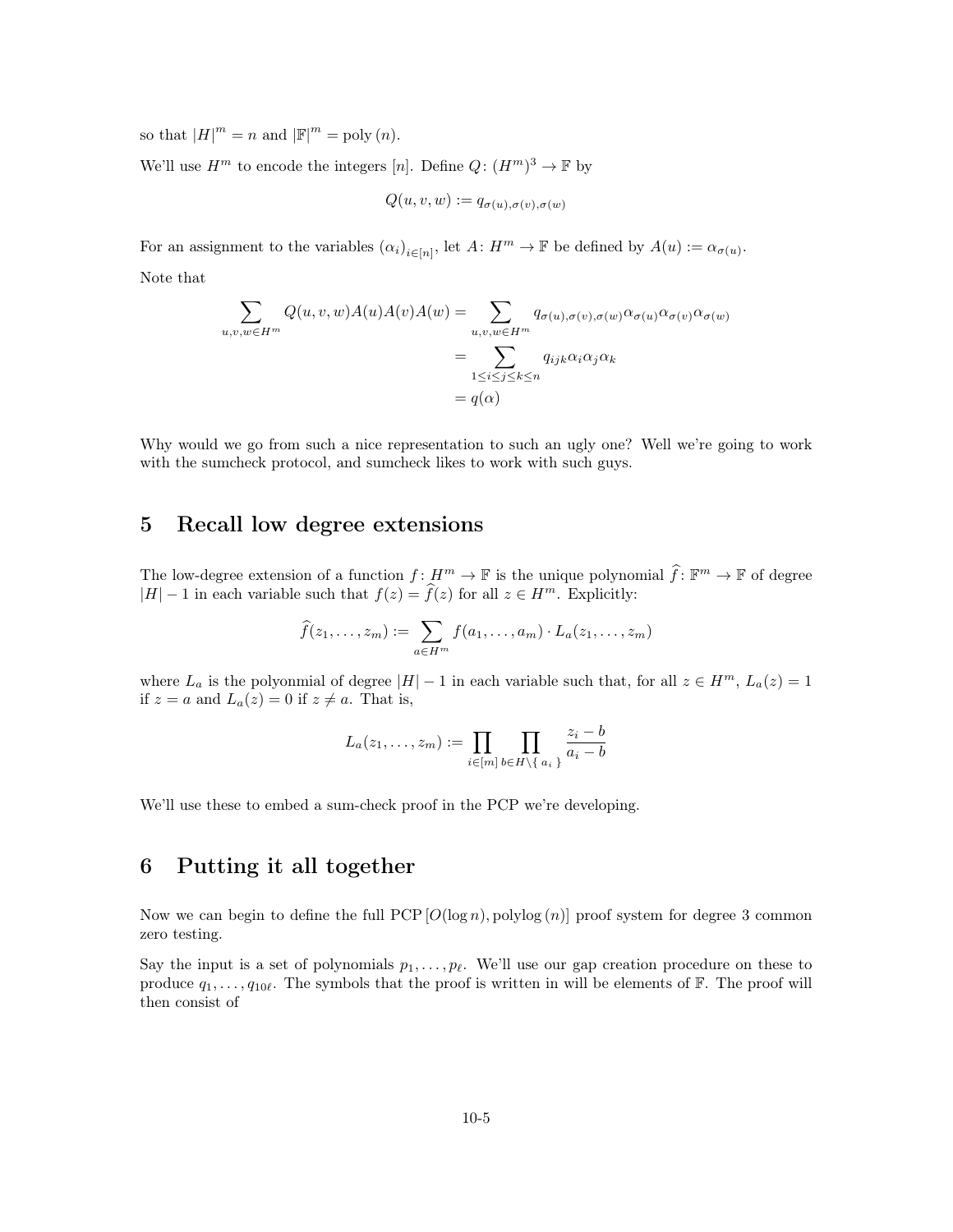so that $|H|^m = n$ and $|\mathbb{F}|^m = \text{poly}(n)$.

We'll use $H^m$ to encode the integers $[n]$. Define $Q\colon (H^m)^3 \to \mathbb{F}$ by

$$Q(u, v, w) := q_{\sigma(u),\sigma(v),\sigma(w)}$$

For an assignment to the variables $(\alpha_i)_{i\in[n]}$, let $A\colon H^m \to \mathbb{F}$ be defined by $A(u) := \alpha_{\sigma(u)}$.

Note that

$$\begin{aligned}
\sum_{u,v,w\in H^m} Q(u, v, w)A(u)A(v)A(w) &= \sum_{u,v,w\in H^m} q_{\sigma(u),\sigma(v),\sigma(w)}\alpha_{\sigma(u)}\alpha_{\sigma(v)}\alpha_{\sigma(w)} \\
&= \sum_{1\le i\le j\le k\le n} q_{ijk}\alpha_i\alpha_j\alpha_k \\
&= q(\alpha)
\end{aligned}$$

Why would we go from such a nice representation to such an ugly one? Well we're going to work with the sumcheck protocol, and sumcheck likes to work with such guys.

## 5 Recall low degree extensions

The low-degree extension of a function $f\colon H^m \to \mathbb{F}$ is the unique polynomial $\widehat{f}\colon \mathbb{F}^m \to \mathbb{F}$ of degree $|H| - 1$ in each variable such that $f(z) = \widehat{f}(z)$ for all $z \in H^m$. Explicitly:

$$\widehat{f}(z_1, \ldots, z_m) := \sum_{a\in H^m} f(a_1, \ldots, a_m) \cdot L_a(z_1, \ldots, z_m)$$

where $L_a$ is the polyonmial of degree $|H| - 1$ in each variable such that, for all $z \in H^m$, $L_a(z) = 1$ if $z = a$ and $L_a(z) = 0$ if $z \ne a$. That is,

$$L_a(z_1, \ldots, z_m) := \prod_{i\in[m]} \prod_{b\in H\setminus\{\, a_i \,\}} \frac{z_i - b}{a_i - b}$$

We'll use these to embed a sum-check proof in the PCP we're developing.

## 6 Putting it all together

Now we can begin to define the full $\text{PCP}\,[O(\log n), \text{polylog}\,(n)]$ proof system for degree 3 common zero testing.

Say the input is a set of polynomials $p_1, \ldots, p_\ell$. We'll use our gap creation procedure on these to produce $q_1, \ldots, q_{10\ell}$. The symbols that the proof is written in will be elements of $\mathbb{F}$. The proof will then consist of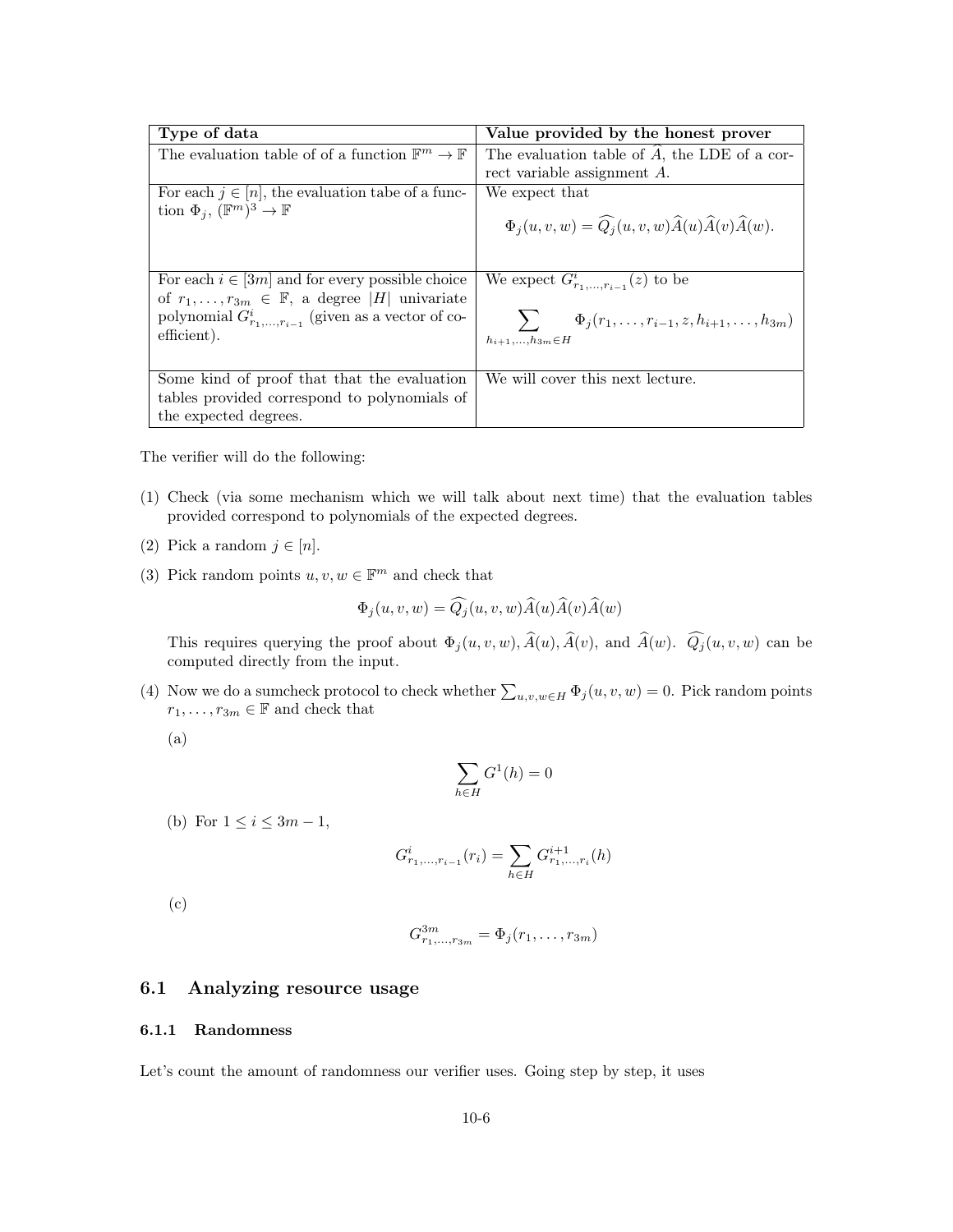| Type of data | Value provided by the honest prover |
|---|---|
| The evaluation table of of a function $\mathbb{F}^m \to \mathbb{F}$ | The evaluation table of $\widehat{A}$, the LDE of a correct variable assignment $A$. |
| For each $j \in [n]$, the evaluation tabe of a function $\Phi_j$, $(\mathbb{F}^m)^3 \to \mathbb{F}$ | We expect that $$\Phi_j(u,v,w) = \widehat{Q_j}(u,v,w)\widehat{A}(u)\widehat{A}(v)\widehat{A}(w).$$ |
| For each $i \in [3m]$ and for every possible choice of $r_1, \ldots, r_{3m} \in \mathbb{F}$, a degree $\lvert H \rvert$ univariate polynomial $G^i_{r_1,\ldots,r_{i-1}}$ (given as a vector of coefficient). | We expect $G^i_{r_1,\ldots,r_{i-1}}(z)$ to be $$\sum_{h_{i+1},\ldots,h_{3m} \in H} \Phi_j(r_1, \ldots, r_{i-1}, z, h_{i+1}, \ldots, h_{3m})$$ |
| Some kind of proof that that the evaluation tables provided correspond to polynomials of the expected degrees. | We will cover this next lecture. |

The verifier will do the following:

(1) Check (via some mechanism which we will talk about next time) that the evaluation tables provided correspond to polynomials of the expected degrees.

(2) Pick a random $j \in [n]$.

(3) Pick random points $u, v, w \in \mathbb{F}^m$ and check that

$$\Phi_j(u,v,w) = \widehat{Q_j}(u,v,w)\widehat{A}(u)\widehat{A}(v)\widehat{A}(w)$$

This requires querying the proof about $\Phi_j(u,v,w)$, $\widehat{A}(u)$, $\widehat{A}(v)$, and $\widehat{A}(w)$. $\widehat{Q_j}(u,v,w)$ can be computed directly from the input.

(4) Now we do a sumcheck protocol to check whether $\sum_{u,v,w \in H} \Phi_j(u,v,w) = 0$. Pick random points $r_1, \ldots, r_{3m} \in \mathbb{F}$ and check that

(a)

$$\sum_{h \in H} G^1(h) = 0$$

(b) For $1 \leq i \leq 3m-1$,

$$G^i_{r_1,\ldots,r_{i-1}}(r_i) = \sum_{h \in H} G^{i+1}_{r_1,\ldots,r_i}(h)$$

(c)

$$G^{3m}_{r_1,\ldots,r_{3m}} = \Phi_j(r_1, \ldots, r_{3m})$$

## 6.1 Analyzing resource usage

### 6.1.1 Randomness

Let's count the amount of randomness our verifier uses. Going step by step, it uses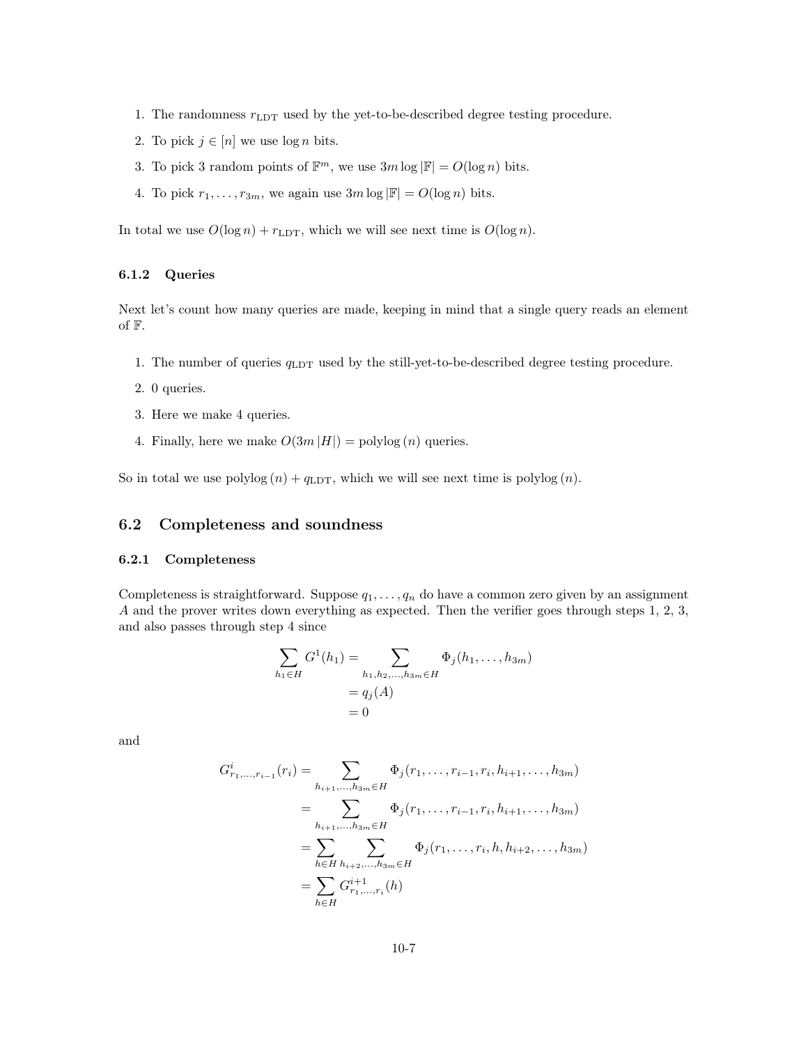1. The randomness $r_{\text{LDT}}$ used by the yet-to-be-described degree testing procedure.
2. To pick $j \in [n]$ we use $\log n$ bits.
3. To pick 3 random points of $\mathbb{F}^m$, we use $3m \log |\mathbb{F}| = O(\log n)$ bits.
4. To pick $r_1, \ldots, r_{3m}$, we again use $3m \log |\mathbb{F}| = O(\log n)$ bits.

In total we use $O(\log n) + r_{\text{LDT}}$, which we will see next time is $O(\log n)$.

#### 6.1.2 Queries

Next let's count how many queries are made, keeping in mind that a single query reads an element of $\mathbb{F}$.

1. The number of queries $q_{\text{LDT}}$ used by the still-yet-to-be-described degree testing procedure.
2. 0 queries.
3. Here we make 4 queries.
4. Finally, here we make $O(3m\,|H|) = \text{polylog}\,(n)$ queries.

So in total we use $\text{polylog}\,(n) + q_{\text{LDT}}$, which we will see next time is $\text{polylog}\,(n)$.

### 6.2 Completeness and soundness

#### 6.2.1 Completeness

Completeness is straightforward. Suppose $q_1, \ldots, q_n$ do have a common zero given by an assignment $A$ and the prover writes down everything as expected. Then the verifier goes through steps 1, 2, 3, and also passes through step 4 since

$$
\begin{aligned}
\sum_{h_1 \in H} G^1(h_1) &= \sum_{h_1, h_2, \ldots, h_{3m} \in H} \Phi_j(h_1, \ldots, h_{3m}) \\
&= q_j(A) \\
&= 0
\end{aligned}
$$

and

$$
\begin{aligned}
G^i_{r_1,\ldots,r_{i-1}}(r_i) &= \sum_{h_{i+1},\ldots,h_{3m} \in H} \Phi_j(r_1, \ldots, r_{i-1}, r_i, h_{i+1}, \ldots, h_{3m}) \\
&= \sum_{h_{i+1},\ldots,h_{3m} \in H} \Phi_j(r_1, \ldots, r_{i-1}, r_i, h_{i+1}, \ldots, h_{3m}) \\
&= \sum_{h \in H} \sum_{h_{i+2},\ldots,h_{3m} \in H} \Phi_j(r_1, \ldots, r_i, h, h_{i+2}, \ldots, h_{3m}) \\
&= \sum_{h \in H} G^{i+1}_{r_1,\ldots,r_i}(h)
\end{aligned}
$$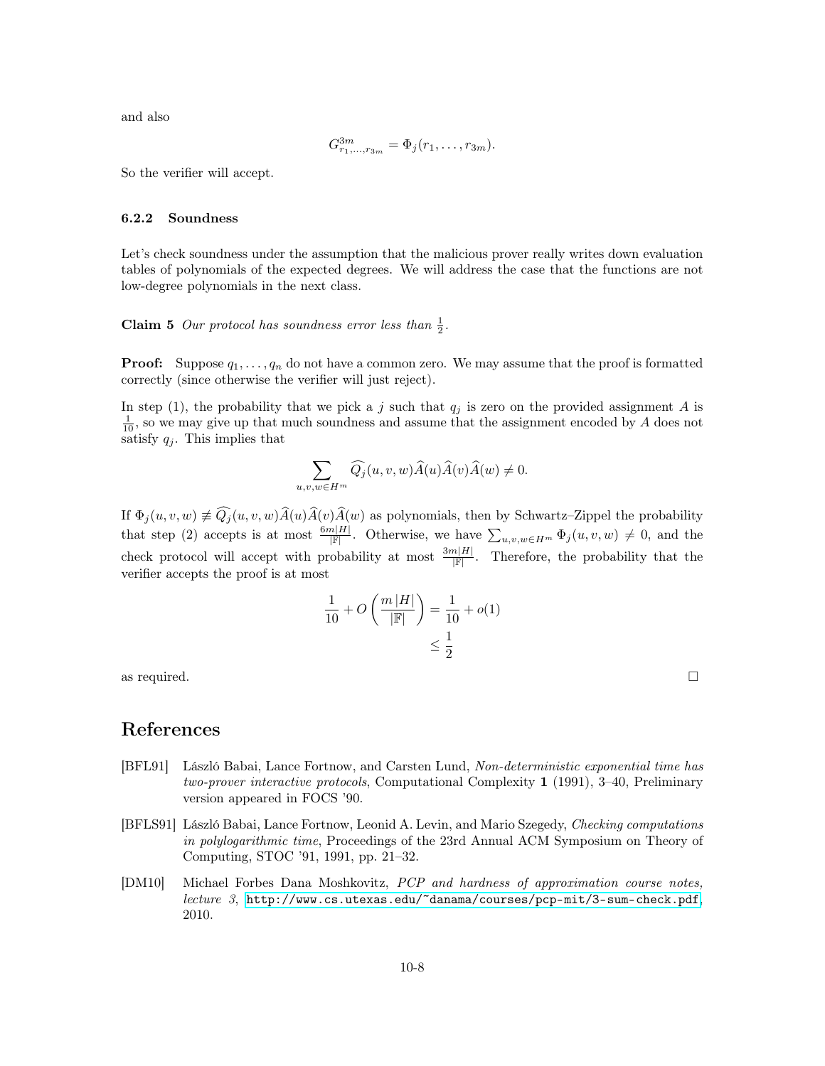and also

$$G^{3m}_{r_1,\ldots,r_{3m}} = \Phi_j(r_1,\ldots,r_{3m}).$$

So the verifier will accept.

#### 6.2.2 Soundness

Let's check soundness under the assumption that the malicious prover really writes down evaluation tables of polynomials of the expected degrees. We will address the case that the functions are not low-degree polynomials in the next class.

**Claim 5** *Our protocol has soundness error less than $\frac{1}{2}$.*

**Proof:** Suppose $q_1,\ldots,q_n$ do not have a common zero. We may assume that the proof is formatted correctly (since otherwise the verifier will just reject).

In step (1), the probability that we pick a $j$ such that $q_j$ is zero on the provided assignment $A$ is $\frac{1}{10}$, so we may give up that much soundness and assume that the assignment encoded by $A$ does not satisfy $q_j$. This implies that

$$\sum_{u,v,w\in H^m} \widehat{Q_j}(u,v,w)\widehat{A}(u)\widehat{A}(v)\widehat{A}(w) \neq 0.$$

If $\Phi_j(u,v,w) \not\equiv \widehat{Q_j}(u,v,w)\widehat{A}(u)\widehat{A}(v)\widehat{A}(w)$ as polynomials, then by Schwartz–Zippel the probability that step (2) accepts is at most $\frac{6m|H|}{|\mathbb{F}|}$. Otherwise, we have $\sum_{u,v,w\in H^m} \Phi_j(u,v,w) \neq 0$, and the check protocol will accept with probability at most $\frac{3m|H|}{|\mathbb{F}|}$. Therefore, the probability that the verifier accepts the proof is at most

$$\begin{aligned}
\frac{1}{10} + O\left(\frac{m\,|H|}{|\mathbb{F}|}\right) &= \frac{1}{10} + o(1) \\
&\leq \frac{1}{2}
\end{aligned}$$

as required. □

## References

[BFL91] László Babai, Lance Fortnow, and Carsten Lund, *Non-deterministic exponential time has two-prover interactive protocols*, Computational Complexity **1** (1991), 3–40, Preliminary version appeared in FOCS '90.

[BFLS91] László Babai, Lance Fortnow, Leonid A. Levin, and Mario Szegedy, *Checking computations in polylogarithmic time*, Proceedings of the 23rd Annual ACM Symposium on Theory of Computing, STOC '91, 1991, pp. 21–32.

[DM10] Michael Forbes Dana Moshkovitz, *PCP and hardness of approximation course notes, lecture 3*, http://www.cs.utexas.edu/~danama/courses/pcp-mit/3-sum-check.pdf, 2010.